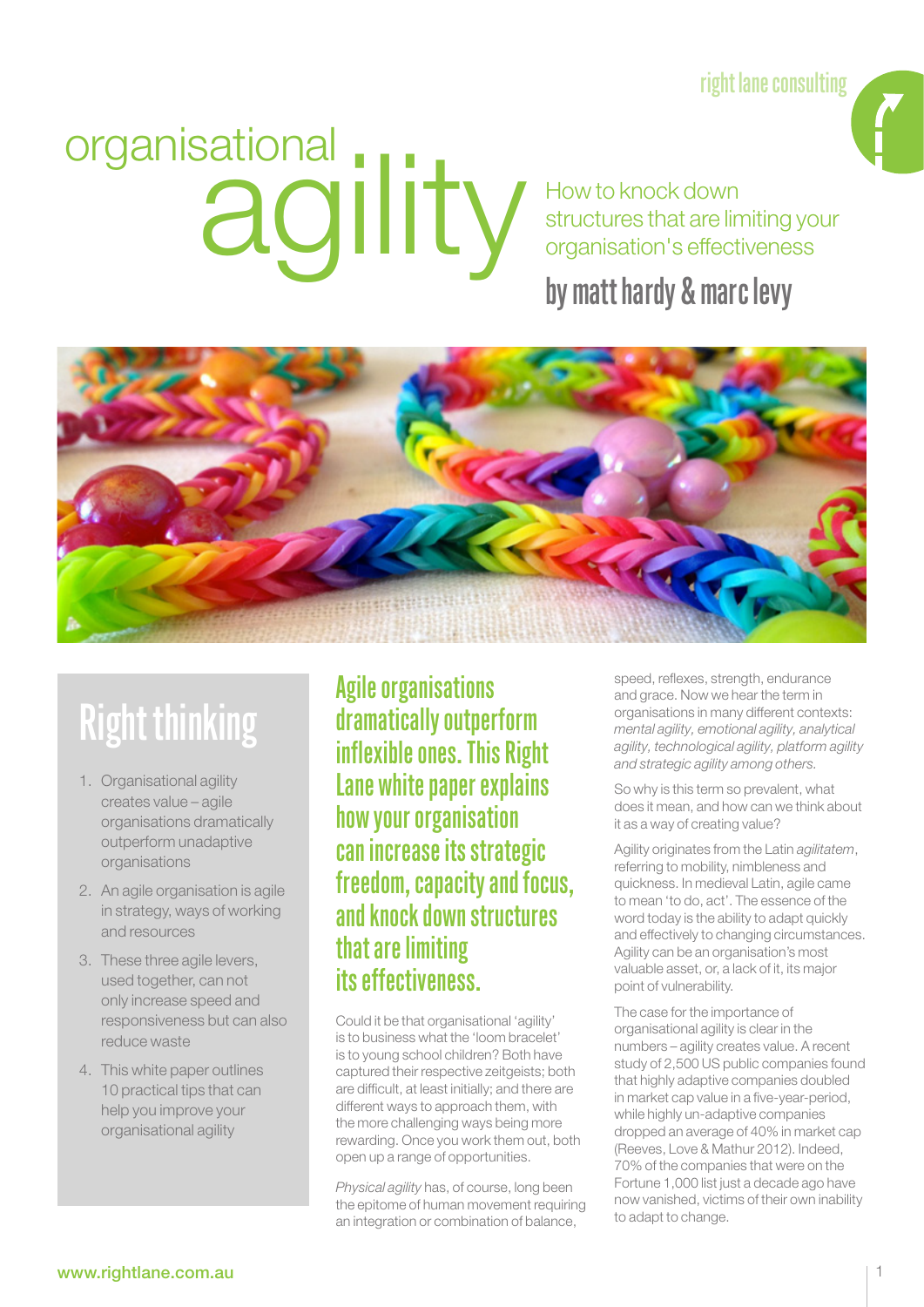right lane consulting

# organisational agility

How to knock down structures that are limiting your organisation's effectiveness

**by matt hardy & marc levy**

## Right thinking

1. Organisational agility creates value – agile organisations dramatically outperform unadaptive organisations
2. An agile organisation is agile in strategy, ways of working and resources
3. These three agile levers, used together, can not only increase speed and responsiveness but can also reduce waste
4. This white paper outlines 10 practical tips that can help you improve your organisational agility

## Agile organisations dramatically outperform inflexible ones. This Right Lane white paper explains how your organisation can increase its strategic freedom, capacity and focus, and knock down structures that are limiting its effectiveness.

Could it be that organisational 'agility' is to business what the 'loom bracelet' is to young school children? Both have captured their respective zeitgeists; both are difficult, at least initially; and there are different ways to approach them, with the more challenging ways being more rewarding. Once you work them out, both open up a range of opportunities.

*Physical agility* has, of course, long been the epitome of human movement requiring an integration or combination of balance, speed, reflexes, strength, endurance and grace. Now we hear the term in organisations in many different contexts: *mental agility, emotional agility, analytical agility, technological agility, platform agility and strategic agility among others.*

So why is this term so prevalent, what does it mean, and how can we think about it as a way of creating value?

Agility originates from the Latin *agilitatem*, referring to mobility, nimbleness and quickness. In medieval Latin, agile came to mean 'to do, act'. The essence of the word today is the ability to adapt quickly and effectively to changing circumstances. Agility can be an organisation's most valuable asset, or, a lack of it, its major point of vulnerability.

The case for the importance of organisational agility is clear in the numbers – agility creates value. A recent study of 2,500 US public companies found that highly adaptive companies doubled in market cap value in a five-year-period, while highly un-adaptive companies dropped an average of 40% in market cap (Reeves, Love & Mathur 2012). Indeed, 70% of the companies that were on the Fortune 1,000 list just a decade ago have now vanished, victims of their own inability to adapt to change.

www.rightlane.com.au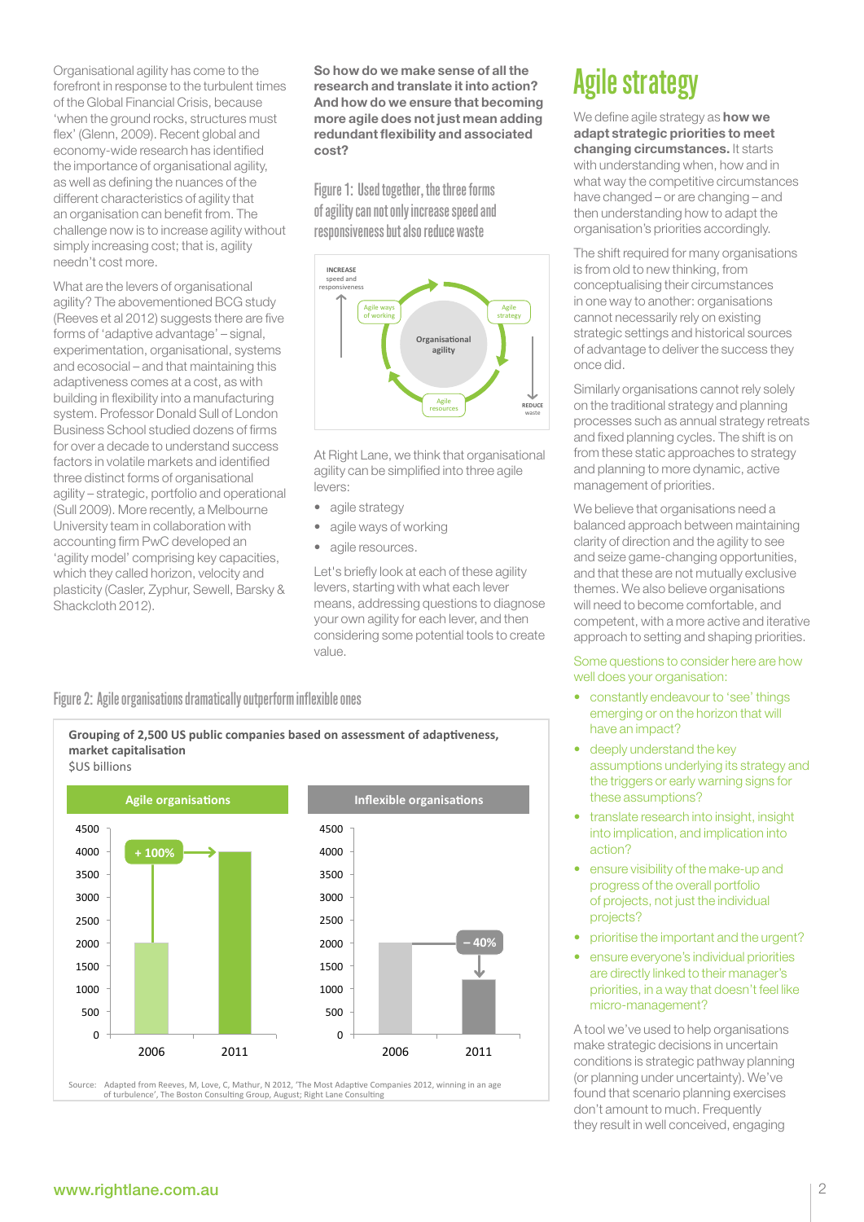Organisational agility has come to the forefront in response to the turbulent times of the Global Financial Crisis, because 'when the ground rocks, structures must flex' (Glenn, 2009). Recent global and economy-wide research has identified the importance of organisational agility, as well as defining the nuances of the different characteristics of agility that an organisation can benefit from. The challenge now is to increase agility without simply increasing cost; that is, agility needn't cost more.

What are the levers of organisational agility? The abovementioned BCG study (Reeves et al 2012) suggests there are five forms of 'adaptive advantage' – signal, experimentation, organisational, systems and ecosocial – and that maintaining this adaptiveness comes at a cost, as with building in flexibility into a manufacturing system. Professor Donald Sull of London Business School studied dozens of firms for over a decade to understand success factors in volatile markets and identified three distinct forms of organisational agility – strategic, portfolio and operational (Sull 2009). More recently, a Melbourne University team in collaboration with accounting firm PwC developed an 'agility model' comprising key capacities, which they called horizon, velocity and plasticity (Casler, Zyphur, Sewell, Barsky & Shackcloth 2012).

**So how do we make sense of all the research and translate it into action? And how do we ensure that becoming more agile does not just mean adding redundant flexibility and associated cost?**

Figure 1: Used together, the three forms of agility can not only increase speed and responsiveness but also reduce waste

INCREASE speed and responsiveness — Agile ways of working — Agile strategy — Organisational agility — Agile resources — REDUCE waste

At Right Lane, we think that organisational agility can be simplified into three agile levers:

- agile strategy
- agile ways of working
- agile resources.

Let's briefly look at each of these agility levers, starting with what each lever means, addressing questions to diagnose your own agility for each lever, and then considering some potential tools to create value.

Figure 2: Agile organisations dramatically outperform inflexible ones

**Grouping of 2,500 US public companies based on assessment of adaptiveness, market capitalisation**
$US billions

| | 2006 | 2011 | Change |
|---|---|---|---|
| Agile organisations | 2000 | 4000 | + 100% |
| Inflexible organisations | 2000 | 1200 | – 40% |

Source: Adapted from Reeves, M, Love, C, Mathur, N 2012, 'The Most Adaptive Companies 2012, winning in an age of turbulence', The Boston Consulting Group, August; Right Lane Consulting

# Agile strategy

We define agile strategy as **how we adapt strategic priorities to meet changing circumstances.** It starts with understanding when, how and in what way the competitive circumstances have changed – or are changing – and then understanding how to adapt the organisation's priorities accordingly.

The shift required for many organisations is from old to new thinking, from conceptualising their circumstances in one way to another: organisations cannot necessarily rely on existing strategic settings and historical sources of advantage to deliver the success they once did.

Similarly organisations cannot rely solely on the traditional strategy and planning processes such as annual strategy retreats and fixed planning cycles. The shift is on from these static approaches to strategy and planning to more dynamic, active management of priorities.

We believe that organisations need a balanced approach between maintaining clarity of direction and the agility to see and seize game-changing opportunities, and that these are not mutually exclusive themes. We also believe organisations will need to become comfortable, and competent, with a more active and iterative approach to setting and shaping priorities.

Some questions to consider here are how well does your organisation:

- constantly endeavour to 'see' things emerging or on the horizon that will have an impact?
- deeply understand the key assumptions underlying its strategy and the triggers or early warning signs for these assumptions?
- translate research into insight, insight into implication, and implication into action?
- ensure visibility of the make-up and progress of the overall portfolio of projects, not just the individual projects?
- prioritise the important and the urgent?
- ensure everyone's individual priorities are directly linked to their manager's priorities, in a way that doesn't feel like micro-management?

A tool we've used to help organisations make strategic decisions in uncertain conditions is strategic pathway planning (or planning under uncertainty). We've found that scenario planning exercises don't amount to much. Frequently they result in well conceived, engaging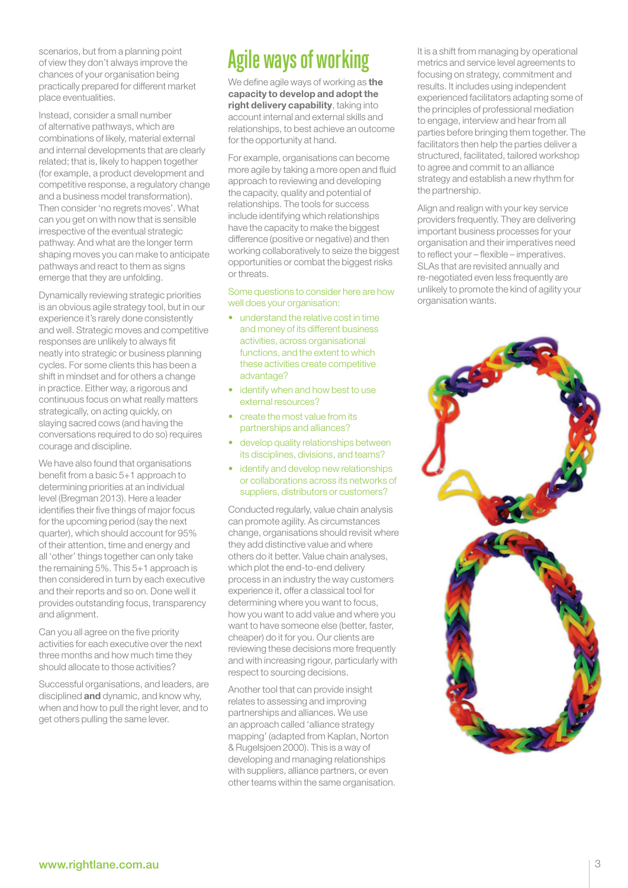scenarios, but from a planning point of view they don't always improve the chances of your organisation being practically prepared for different market place eventualities.

Instead, consider a small number of alternative pathways, which are combinations of likely, material external and internal developments that are clearly related; that is, likely to happen together (for example, a product development and competitive response, a regulatory change and a business model transformation). Then consider 'no regrets moves'. What can you get on with now that is sensible irrespective of the eventual strategic pathway. And what are the longer term shaping moves you can make to anticipate pathways and react to them as signs emerge that they are unfolding.

Dynamically reviewing strategic priorities is an obvious agile strategy tool, but in our experience it's rarely done consistently and well. Strategic moves and competitive responses are unlikely to always fit neatly into strategic or business planning cycles. For some clients this has been a shift in mindset and for others a change in practice. Either way, a rigorous and continuous focus on what really matters strategically, on acting quickly, on slaying sacred cows (and having the conversations required to do so) requires courage and discipline.

We have also found that organisations benefit from a basic 5+1 approach to determining priorities at an individual level (Bregman 2013). Here a leader identifies their five things of major focus for the upcoming period (say the next quarter), which should account for 95% of their attention, time and energy and all 'other' things together can only take the remaining 5%. This 5+1 approach is then considered in turn by each executive and their reports and so on. Done well it provides outstanding focus, transparency and alignment.

Can you all agree on the five priority activities for each executive over the next three months and how much time they should allocate to those activities?

Successful organisations, and leaders, are disciplined **and** dynamic, and know why, when and how to pull the right lever, and to get others pulling the same lever.

# Agile ways of working

We define agile ways of working as **the capacity to develop and adopt the right delivery capability**, taking into account internal and external skills and relationships, to best achieve an outcome for the opportunity at hand.

For example, organisations can become more agile by taking a more open and fluid approach to reviewing and developing the capacity, quality and potential of relationships. The tools for success include identifying which relationships have the capacity to make the biggest difference (positive or negative) and then working collaboratively to seize the biggest opportunities or combat the biggest risks or threats.

Some questions to consider here are how well does your organisation:

- understand the relative cost in time and money of its different business activities, across organisational functions, and the extent to which these activities create competitive advantage?
- identify when and how best to use external resources?
- create the most value from its partnerships and alliances?
- develop quality relationships between its disciplines, divisions, and teams?
- identify and develop new relationships or collaborations across its networks of suppliers, distributors or customers?

Conducted regularly, value chain analysis can promote agility. As circumstances change, organisations should revisit where they add distinctive value and where others do it better. Value chain analyses, which plot the end-to-end delivery process in an industry the way customers experience it, offer a classical tool for determining where you want to focus, how you want to add value and where you want to have someone else (better, faster, cheaper) do it for you. Our clients are reviewing these decisions more frequently and with increasing rigour, particularly with respect to sourcing decisions.

Another tool that can provide insight relates to assessing and improving partnerships and alliances. We use an approach called 'alliance strategy mapping' (adapted from Kaplan, Norton & Rugelsjoen 2000). This is a way of developing and managing relationships with suppliers, alliance partners, or even other teams within the same organisation.

It is a shift from managing by operational metrics and service level agreements to focusing on strategy, commitment and results. It includes using independent experienced facilitators adapting some of the principles of professional mediation to engage, interview and hear from all parties before bringing them together. The facilitators then help the parties deliver a structured, facilitated, tailored workshop to agree and commit to an alliance strategy and establish a new rhythm for the partnership.

Align and realign with your key service providers frequently. They are delivering important business processes for your organisation and their imperatives need to reflect your – flexible – imperatives. SLAs that are revisited annually and re-negotiated even less frequently are unlikely to promote the kind of agility your organisation wants.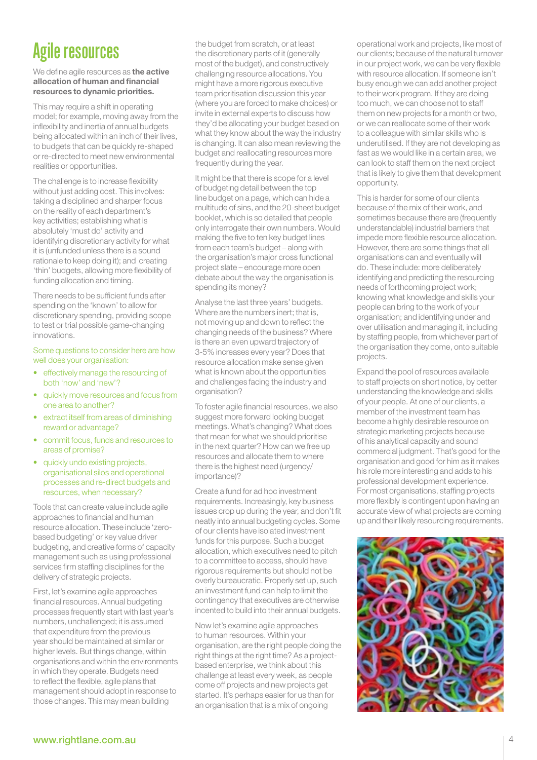# Agile resources

We define agile resources as **the active allocation of human and financial resources to dynamic priorities.**

This may require a shift in operating model; for example, moving away from the inflexibility and inertia of annual budgets being allocated within an inch of their lives, to budgets that can be quickly re-shaped or re-directed to meet new environmental realities or opportunities.

The challenge is to increase flexibility without just adding cost. This involves: taking a disciplined and sharper focus on the reality of each department's key activities; establishing what is absolutely 'must do' activity and identifying discretionary activity for what it is (unfunded unless there is a sound rationale to keep doing it); and creating 'thin' budgets, allowing more flexibility of funding allocation and timing.

There needs to be sufficient funds after spending on the 'known' to allow for discretionary spending, providing scope to test or trial possible game-changing innovations.

Some questions to consider here are how well does your organisation:

- effectively manage the resourcing of both 'now' and 'new'?
- quickly move resources and focus from one area to another?
- extract itself from areas of diminishing reward or advantage?
- commit focus, funds and resources to areas of promise?
- quickly undo existing projects, organisational silos and operational processes and re-direct budgets and resources, when necessary?

Tools that can create value include agile approaches to financial and human resource allocation. These include 'zero-based budgeting' or key value driver budgeting, and creative forms of capacity management such as using professional services firm staffing disciplines for the delivery of strategic projects.

First, let's examine agile approaches financial resources. Annual budgeting processes frequently start with last year's numbers, unchallenged; it is assumed that expenditure from the previous year should be maintained at similar or higher levels. But things change, within organisations and within the environments in which they operate. Budgets need to reflect the flexible, agile plans that management should adopt in response to those changes. This may mean building the budget from scratch, or at least the discretionary parts of it (generally most of the budget), and constructively challenging resource allocations. You might have a more rigorous executive team prioritisation discussion this year (where you are forced to make choices) or invite in external experts to discuss how they'd be allocating your budget based on what they know about the way the industry is changing. It can also mean reviewing the budget and reallocating resources more frequently during the year.

It might be that there is scope for a level of budgeting detail between the top line budget on a page, which can hide a multitude of sins, and the 20-sheet budget booklet, which is so detailed that people only interrogate their own numbers. Would making the five to ten key budget lines from each team's budget – along with the organisation's major cross functional project slate – encourage more open debate about the way the organisation is spending its money?

Analyse the last three years' budgets. Where are the numbers inert; that is, not moving up and down to reflect the changing needs of the business? Where is there an even upward trajectory of 3-5% increases every year? Does that resource allocation make sense given what is known about the opportunities and challenges facing the industry and organisation?

To foster agile financial resources, we also suggest more forward looking budget meetings. What's changing? What does that mean for what we should prioritise in the next quarter? How can we free up resources and allocate them to where there is the highest need (urgency/importance)?

Create a fund for ad hoc investment requirements. Increasingly, key business issues crop up during the year, and don't fit neatly into annual budgeting cycles. Some of our clients have isolated investment funds for this purpose. Such a budget allocation, which executives need to pitch to a committee to access, should have rigorous requirements but should not be overly bureaucratic. Properly set up, such an investment fund can help to limit the contingency that executives are otherwise incented to build into their annual budgets.

Now let's examine agile approaches to human resources. Within your organisation, are the right people doing the right things at the right time? As a project-based enterprise, we think about this challenge at least every week, as people come off projects and new projects get started. It's perhaps easier for us than for an organisation that is a mix of ongoing operational work and projects, like most of our clients; because of the natural turnover in our project work, we can be very flexible with resource allocation. If someone isn't busy enough we can add another project to their work program. If they are doing too much, we can choose not to staff them on new projects for a month or two, or we can reallocate some of their work to a colleague with similar skills who is underutilised. If they are not developing as fast as we would like in a certain area, we can look to staff them on the next project that is likely to give them that development opportunity.

This is harder for some of our clients because of the mix of their work, and sometimes because there are (frequently understandable) industrial barriers that impede more flexible resource allocation. However, there are some things that all organisations can and eventually will do. These include: more deliberately identifying and predicting the resourcing needs of forthcoming project work; knowing what knowledge and skills your people can bring to the work of your organisation; and identifying under and over utilisation and managing it, including by staffing people, from whichever part of the organisation they come, onto suitable projects.

Expand the pool of resources available to staff projects on short notice, by better understanding the knowledge and skills of your people. At one of our clients, a member of the investment team has become a highly desirable resource on strategic marketing projects because of his analytical capacity and sound commercial judgment. That's good for the organisation and good for him as it makes his role more interesting and adds to his professional development experience. For most organisations, staffing projects more flexibly is contingent upon having an accurate view of what projects are coming up and their likely resourcing requirements.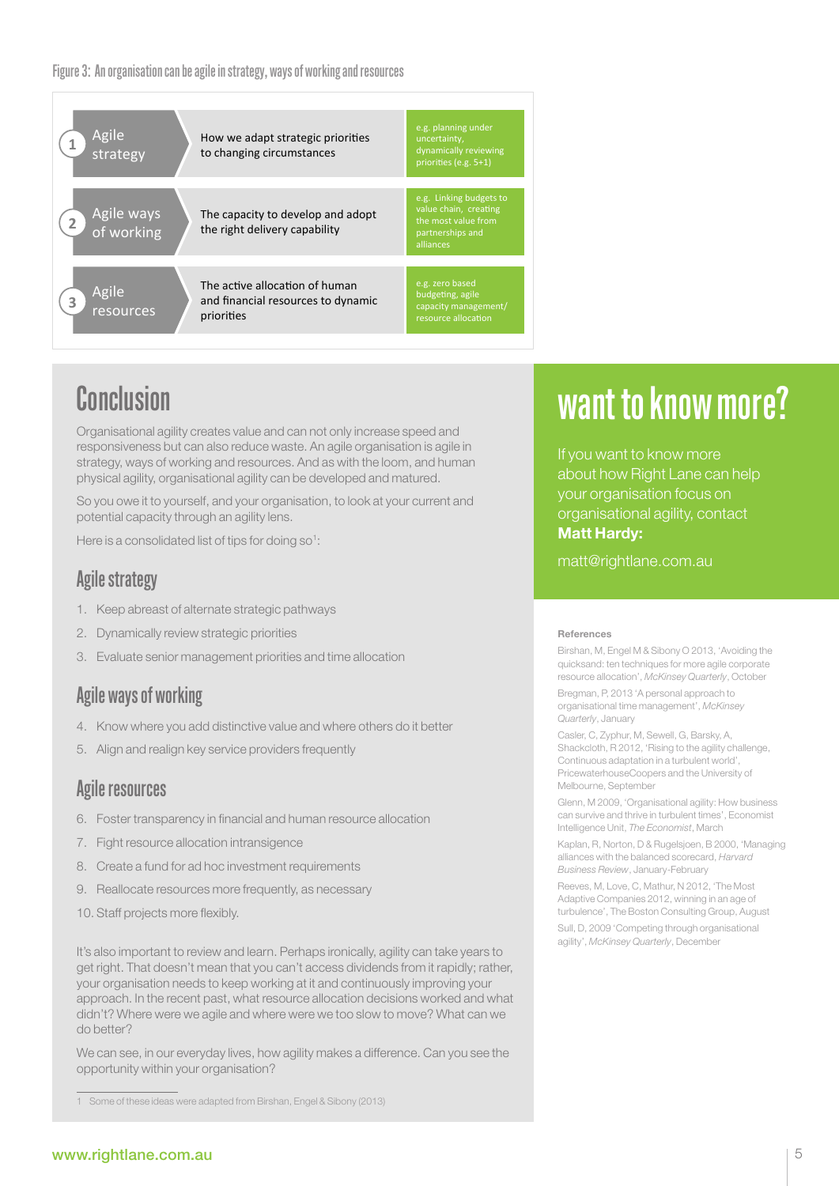Figure 3: An organisation can be agile in strategy, ways of working and resources

| | | |
|---|---|---|
| 1 Agile strategy | How we adapt strategic priorities to changing circumstances | e.g. planning under uncertainty, dynamically reviewing priorities (e.g. 5+1) |
| 2 Agile ways of working | The capacity to develop and adopt the right delivery capability | e.g. Linking budgets to value chain, creating the most value from partnerships and alliances |
| 3 Agile resources | The active allocation of human and financial resources to dynamic priorities | e.g. zero based budgeting, agile capacity management/ resource allocation |

# Conclusion

Organisational agility creates value and can not only increase speed and responsiveness but can also reduce waste. An agile organisation is agile in strategy, ways of working and resources. And as with the loom, and human physical agility, organisational agility can be developed and matured.

So you owe it to yourself, and your organisation, to look at your current and potential capacity through an agility lens.

Here is a consolidated list of tips for doing so[1]:

## Agile strategy

1. Keep abreast of alternate strategic pathways
2. Dynamically review strategic priorities
3. Evaluate senior management priorities and time allocation

## Agile ways of working

4. Know where you add distinctive value and where others do it better
5. Align and realign key service providers frequently

## Agile resources

6. Foster transparency in financial and human resource allocation
7. Fight resource allocation intransigence
8. Create a fund for ad hoc investment requirements
9. Reallocate resources more frequently, as necessary
10. Staff projects more flexibly.

It's also important to review and learn. Perhaps ironically, agility can take years to get right. That doesn't mean that you can't access dividends from it rapidly; rather, your organisation needs to keep working at it and continuously improving your approach. In the recent past, what resource allocation decisions worked and what didn't? Where were we agile and where were we too slow to move? What can we do better?

We can see, in our everyday lives, how agility makes a difference. Can you see the opportunity within your organisation?

1 Some of these ideas were adapted from Birshan, Engel & Sibony (2013)

# want to know more?

If you want to know more about how Right Lane can help your organisation focus on organisational agility, contact **Matt Hardy:**

matt@rightlane.com.au

**References**

Birshan, M, Engel M & Sibony O 2013, 'Avoiding the quicksand: ten techniques for more agile corporate resource allocation', *McKinsey Quarterly*, October

Bregman, P, 2013 'A personal approach to organisational time management', *McKinsey Quarterly*, January

Casler, C, Zyphur, M, Sewell, G, Barsky, A, Shackcloth, R 2012, 'Rising to the agility challenge, Continuous adaptation in a turbulent world', PricewaterhouseCoopers and the University of Melbourne, September

Glenn, M 2009, 'Organisational agility: How business can survive and thrive in turbulent times', Economist Intelligence Unit, *The Economist*, March

Kaplan, R, Norton, D & Rugelsjoen, B 2000, 'Managing alliances with the balanced scorecard, *Harvard Business Review*, January-February

Reeves, M, Love, C, Mathur, N 2012, 'The Most Adaptive Companies 2012, winning in an age of turbulence', The Boston Consulting Group, August

Sull, D, 2009 'Competing through organisational agility', *McKinsey Quarterly*, December

www.rightlane.com.au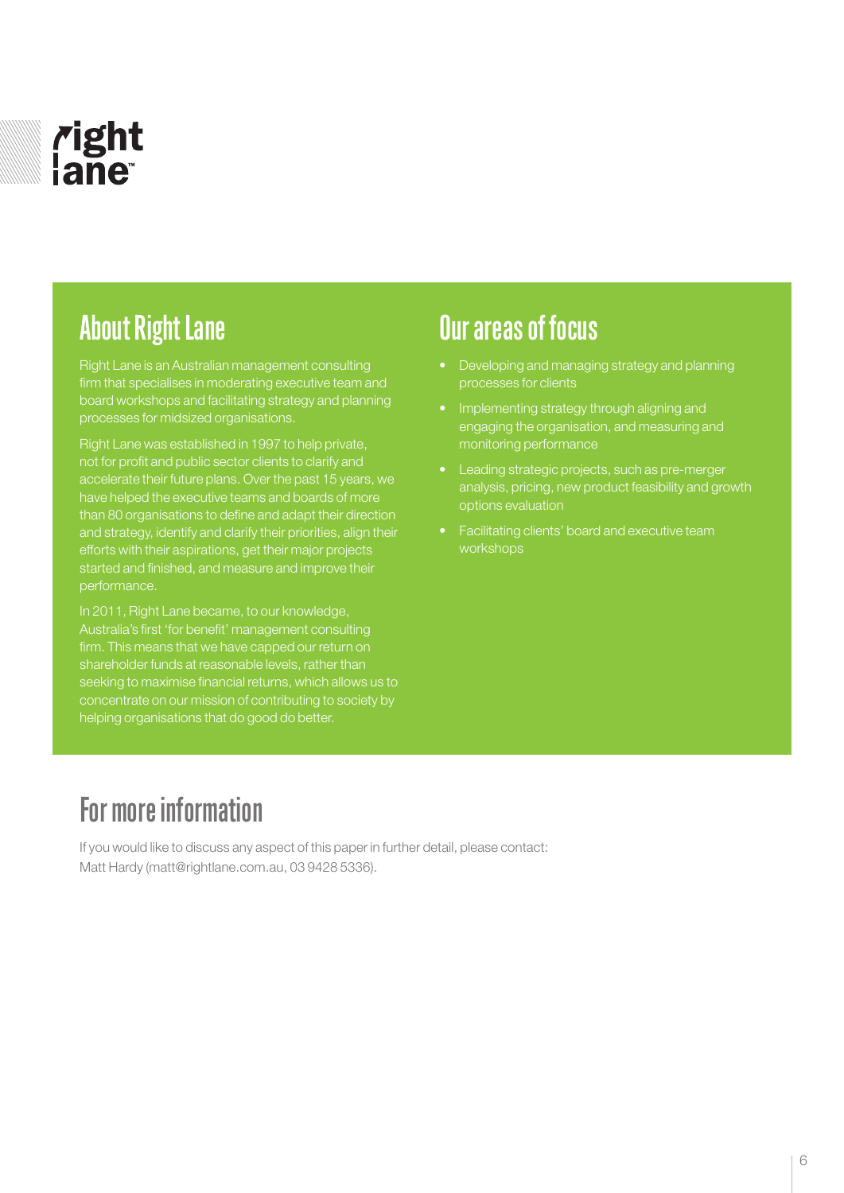right lane™

## About Right Lane

Right Lane is an Australian management consulting firm that specialises in moderating executive team and board workshops and facilitating strategy and planning processes for midsized organisations.

Right Lane was established in 1997 to help private, not for profit and public sector clients to clarify and accelerate their future plans. Over the past 15 years, we have helped the executive teams and boards of more than 80 organisations to define and adapt their direction and strategy, identify and clarify their priorities, align their efforts with their aspirations, get their major projects started and finished, and measure and improve their performance.

In 2011, Right Lane became, to our knowledge, Australia's first 'for benefit' management consulting firm. This means that we have capped our return on shareholder funds at reasonable levels, rather than seeking to maximise financial returns, which allows us to concentrate on our mission of contributing to society by helping organisations that do good do better.

## Our areas of focus

- Developing and managing strategy and planning processes for clients
- Implementing strategy through aligning and engaging the organisation, and measuring and monitoring performance
- Leading strategic projects, such as pre-merger analysis, pricing, new product feasibility and growth options evaluation
- Facilitating clients' board and executive team workshops

## For more information

If you would like to discuss any aspect of this paper in further detail, please contact:
Matt Hardy (matt@rightlane.com.au, 03 9428 5336).